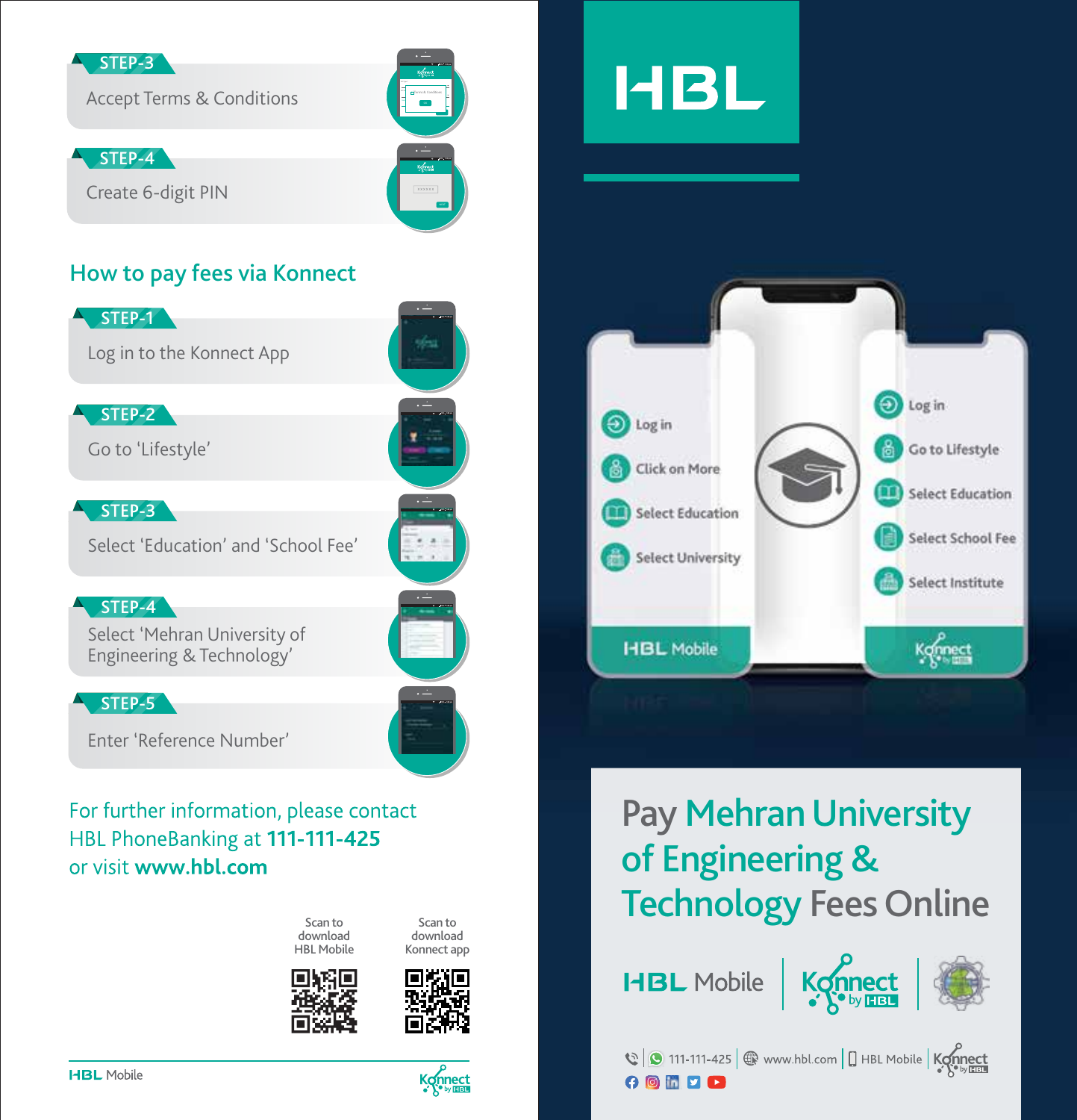**STEP-3**

Accept Terms & Conditions

**STEP-4**

Create 6-digit PIN

## How to pay fees via Konnect

**STEP-1**

Log in to the Konnect App

**STEP-2**

Go to 'Lifestyle'

**STEP-3**

Select 'Education' and 'School Fee'

**STEP-4**

Select 'Mehran University of Engineering & Technology'

**STEP-5**

Enter 'Reference Number'

For further information, please contact HBL PhoneBanking at **111-111-425** or visit **www.hbl.com**

Scan to download HBL Mobile

Scan to download Konnect app

HBL Mobile

Konnect by HBL

# HBL

**HBL Mobile**

- Log in
- Click on More
- Select Education
- Select University

**Konnect by HBL**

- Log in
- Go to Lifestyle
- Select Education
- Select School Fee
- Select Institute

# Pay Mehran University of Engineering & Technology Fees Online

HBL Mobile | Konnect by HBL

111-111-425 | www.hbl.com | HBL Mobile | Konnect by HBL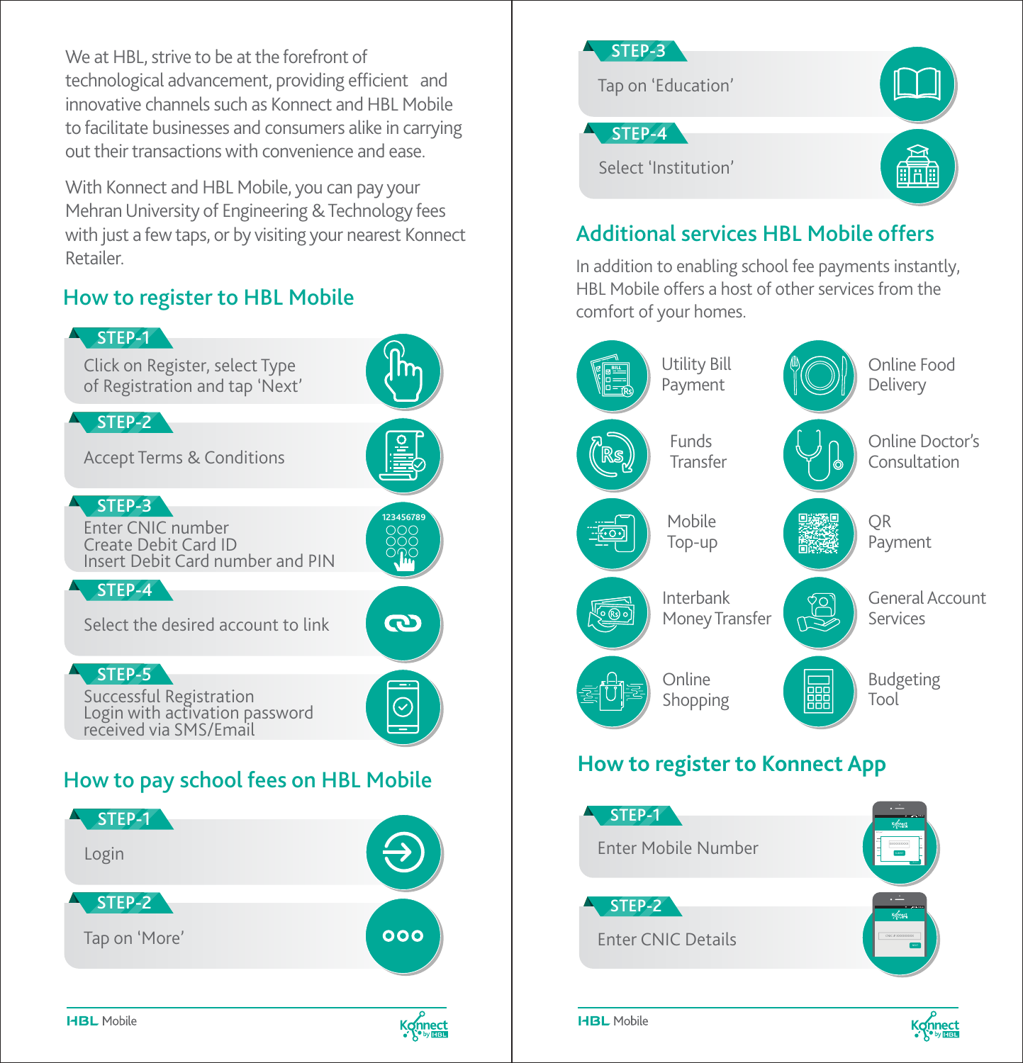We at HBL, strive to be at the forefront of technological advancement, providing efficient and innovative channels such as Konnect and HBL Mobile to facilitate businesses and consumers alike in carrying out their transactions with convenience and ease.

With Konnect and HBL Mobile, you can pay your Mehran University of Engineering & Technology fees with just a few taps, or by visiting your nearest Konnect Retailer.

## How to register to HBL Mobile

**STEP-1**
Click on Register, select Type of Registration and tap 'Next'

**STEP-2**
Accept Terms & Conditions

**STEP-3**
Enter CNIC number
Create Debit Card ID
Insert Debit Card number and PIN

**STEP-4**
Select the desired account to link

**STEP-5**
Successful Registration
Login with activation password received via SMS/Email

## How to pay school fees on HBL Mobile

**STEP-1**
Login

**STEP-2**
Tap on 'More'

**STEP-3**
Tap on 'Education'

**STEP-4**
Select 'Institution'

## Additional services HBL Mobile offers

In addition to enabling school fee payments instantly, HBL Mobile offers a host of other services from the comfort of your homes.

- Utility Bill Payment
- Online Food Delivery
- Funds Transfer
- Online Doctor's Consultation
- Mobile Top-up
- QR Payment
- Interbank Money Transfer
- General Account Services
- Online Shopping
- Budgeting Tool

## How to register to Konnect App

**STEP-1**
Enter Mobile Number

**STEP-2**
Enter CNIC Details